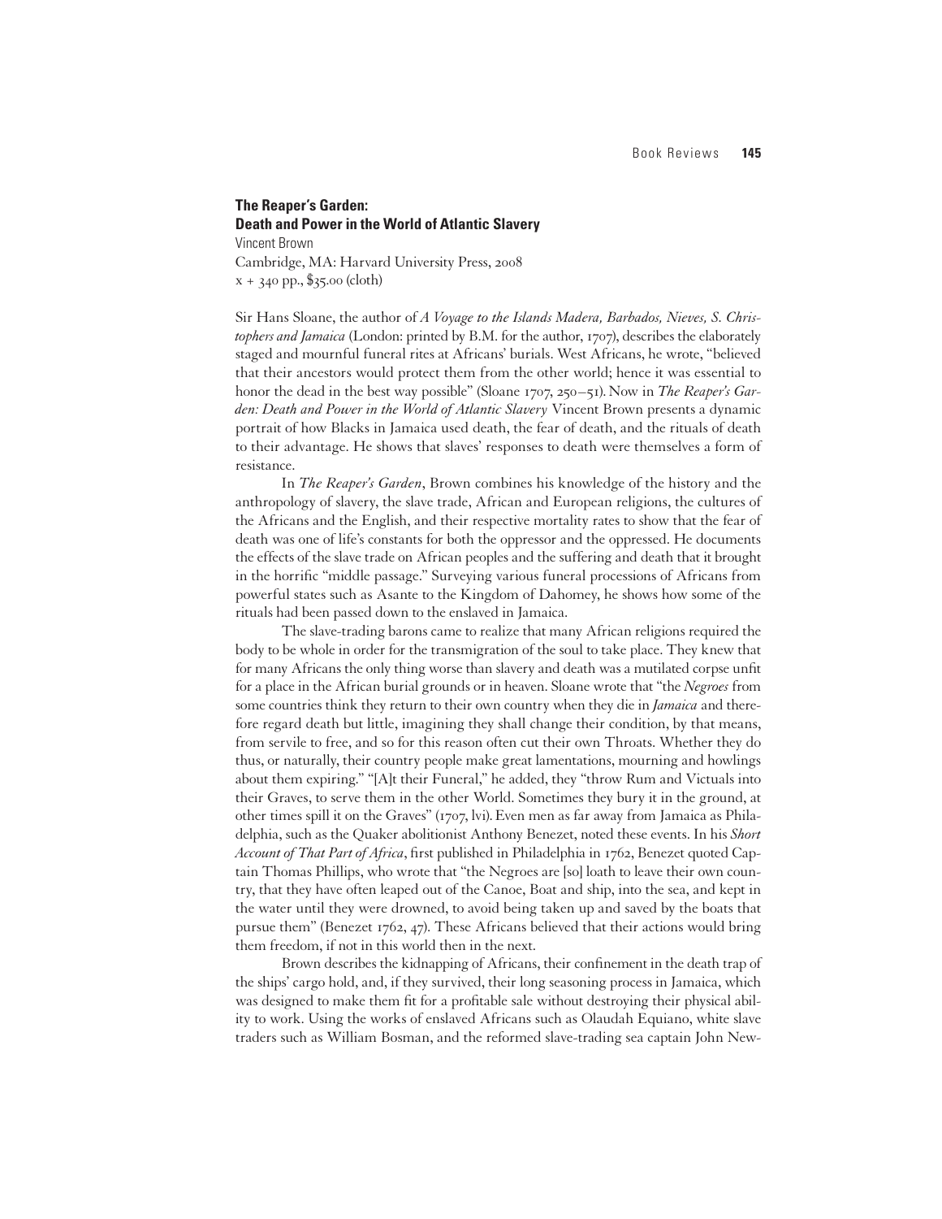## The Reaper's Garden: Death and Power in the World of Atlantic Slavery

Vincent Brown
Cambridge, MA: Harvard University Press, 2008
x + 340 pp., $35.00 (cloth)

Sir Hans Sloane, the author of *A Voyage to the Islands Madera, Barbados, Nieves, S. Christophers and Jamaica* (London: printed by B.M. for the author, 1707), describes the elaborately staged and mournful funeral rites at Africans' burials. West Africans, he wrote, "believed that their ancestors would protect them from the other world; hence it was essential to honor the dead in the best way possible" (Sloane 1707, 250–51). Now in *The Reaper's Garden: Death and Power in the World of Atlantic Slavery* Vincent Brown presents a dynamic portrait of how Blacks in Jamaica used death, the fear of death, and the rituals of death to their advantage. He shows that slaves' responses to death were themselves a form of resistance.

In *The Reaper's Garden*, Brown combines his knowledge of the history and the anthropology of slavery, the slave trade, African and European religions, the cultures of the Africans and the English, and their respective mortality rates to show that the fear of death was one of life's constants for both the oppressor and the oppressed. He documents the effects of the slave trade on African peoples and the suffering and death that it brought in the horrific "middle passage." Surveying various funeral processions of Africans from powerful states such as Asante to the Kingdom of Dahomey, he shows how some of the rituals had been passed down to the enslaved in Jamaica.

The slave-trading barons came to realize that many African religions required the body to be whole in order for the transmigration of the soul to take place. They knew that for many Africans the only thing worse than slavery and death was a mutilated corpse unfit for a place in the African burial grounds or in heaven. Sloane wrote that "the *Negroes* from some countries think they return to their own country when they die in *Jamaica* and therefore regard death but little, imagining they shall change their condition, by that means, from servile to free, and so for this reason often cut their own Throats. Whether they do thus, or naturally, their country people make great lamentations, mourning and howlings about them expiring." "[A]t their Funeral," he added, they "throw Rum and Victuals into their Graves, to serve them in the other World. Sometimes they bury it in the ground, at other times spill it on the Graves" (1707, lvi). Even men as far away from Jamaica as Philadelphia, such as the Quaker abolitionist Anthony Benezet, noted these events. In his *Short Account of That Part of Africa*, first published in Philadelphia in 1762, Benezet quoted Captain Thomas Phillips, who wrote that "the Negroes are [so] loath to leave their own country, that they have often leaped out of the Canoe, Boat and ship, into the sea, and kept in the water until they were drowned, to avoid being taken up and saved by the boats that pursue them" (Benezet 1762, 47). These Africans believed that their actions would bring them freedom, if not in this world then in the next.

Brown describes the kidnapping of Africans, their confinement in the death trap of the ships' cargo hold, and, if they survived, their long seasoning process in Jamaica, which was designed to make them fit for a profitable sale without destroying their physical ability to work. Using the works of enslaved Africans such as Olaudah Equiano, white slave traders such as William Bosman, and the reformed slave-trading sea captain John New-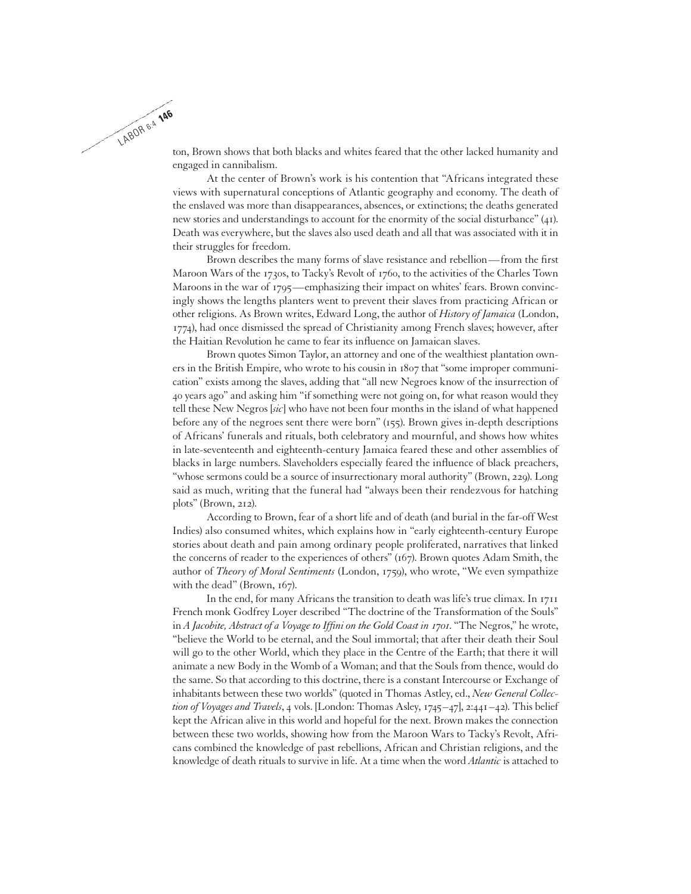ton, Brown shows that both blacks and whites feared that the other lacked humanity and engaged in cannibalism.

At the center of Brown's work is his contention that "Africans integrated these views with supernatural conceptions of Atlantic geography and economy. The death of the enslaved was more than disappearances, absences, or extinctions; the deaths generated new stories and understandings to account for the enormity of the social disturbance" (41). Death was everywhere, but the slaves also used death and all that was associated with it in their struggles for freedom.

Brown describes the many forms of slave resistance and rebellion—from the first Maroon Wars of the 1730s, to Tacky's Revolt of 1760, to the activities of the Charles Town Maroons in the war of 1795—emphasizing their impact on whites' fears. Brown convincingly shows the lengths planters went to prevent their slaves from practicing African or other religions. As Brown writes, Edward Long, the author of *History of Jamaica* (London, 1774), had once dismissed the spread of Christianity among French slaves; however, after the Haitian Revolution he came to fear its influence on Jamaican slaves.

Brown quotes Simon Taylor, an attorney and one of the wealthiest plantation owners in the British Empire, who wrote to his cousin in 1807 that "some improper communication" exists among the slaves, adding that "all new Negroes know of the insurrection of 40 years ago" and asking him "if something were not going on, for what reason would they tell these New Negros [*sic*] who have not been four months in the island of what happened before any of the negroes sent there were born" (155). Brown gives in-depth descriptions of Africans' funerals and rituals, both celebratory and mournful, and shows how whites in late-seventeenth and eighteenth-century Jamaica feared these and other assemblies of blacks in large numbers. Slaveholders especially feared the influence of black preachers, "whose sermons could be a source of insurrectionary moral authority" (Brown, 229). Long said as much, writing that the funeral had "always been their rendezvous for hatching plots" (Brown, 212).

According to Brown, fear of a short life and of death (and burial in the far-off West Indies) also consumed whites, which explains how in "early eighteenth-century Europe stories about death and pain among ordinary people proliferated, narratives that linked the concerns of reader to the experiences of others" (167). Brown quotes Adam Smith, the author of *Theory of Moral Sentiments* (London, 1759), who wrote, "We even sympathize with the dead" (Brown, 167).

In the end, for many Africans the transition to death was life's true climax. In 1711 French monk Godfrey Loyer described "The doctrine of the Transformation of the Souls" in *A Jacobite, Abstract of a Voyage to Iffini on the Gold Coast in 1701.* "The Negros," he wrote, "believe the World to be eternal, and the Soul immortal; that after their death their Soul will go to the other World, which they place in the Centre of the Earth; that there it will animate a new Body in the Womb of a Woman; and that the Souls from thence, would do the same. So that according to this doctrine, there is a constant Intercourse or Exchange of inhabitants between these two worlds" (quoted in Thomas Astley, ed., *New General Collection of Voyages and Travels*, 4 vols. [London: Thomas Asley, 1745–47], 2:441–42). This belief kept the African alive in this world and hopeful for the next. Brown makes the connection between these two worlds, showing how from the Maroon Wars to Tacky's Revolt, Africans combined the knowledge of past rebellions, African and Christian religions, and the knowledge of death rituals to survive in life. At a time when the word *Atlantic* is attached to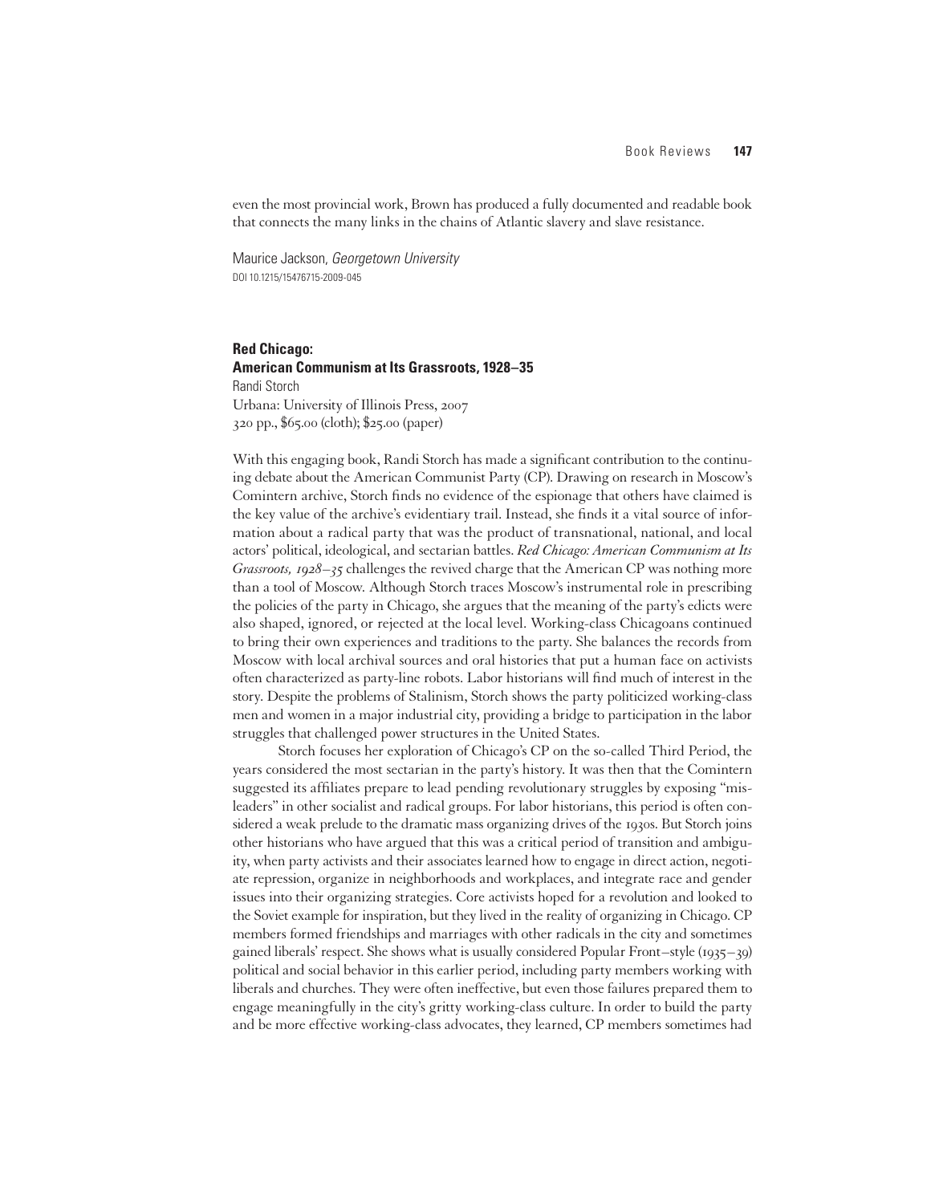even the most provincial work, Brown has produced a fully documented and readable book that connects the many links in the chains of Atlantic slavery and slave resistance.

Maurice Jackson, *Georgetown University*
DOI 10.1215/15476715-2009-045

**Red Chicago: American Communism at Its Grassroots, 1928–35**
Randi Storch
Urbana: University of Illinois Press, 2007
320 pp., $65.00 (cloth); $25.00 (paper)

With this engaging book, Randi Storch has made a significant contribution to the continuing debate about the American Communist Party (CP). Drawing on research in Moscow's Comintern archive, Storch finds no evidence of the espionage that others have claimed is the key value of the archive's evidentiary trail. Instead, she finds it a vital source of information about a radical party that was the product of transnational, national, and local actors' political, ideological, and sectarian battles. *Red Chicago: American Communism at Its Grassroots, 1928–35* challenges the revived charge that the American CP was nothing more than a tool of Moscow. Although Storch traces Moscow's instrumental role in prescribing the policies of the party in Chicago, she argues that the meaning of the party's edicts were also shaped, ignored, or rejected at the local level. Working-class Chicagoans continued to bring their own experiences and traditions to the party. She balances the records from Moscow with local archival sources and oral histories that put a human face on activists often characterized as party-line robots. Labor historians will find much of interest in the story. Despite the problems of Stalinism, Storch shows the party politicized working-class men and women in a major industrial city, providing a bridge to participation in the labor struggles that challenged power structures in the United States.

Storch focuses her exploration of Chicago's CP on the so-called Third Period, the years considered the most sectarian in the party's history. It was then that the Comintern suggested its affiliates prepare to lead pending revolutionary struggles by exposing "misleaders" in other socialist and radical groups. For labor historians, this period is often considered a weak prelude to the dramatic mass organizing drives of the 1930s. But Storch joins other historians who have argued that this was a critical period of transition and ambiguity, when party activists and their associates learned how to engage in direct action, negotiate repression, organize in neighborhoods and workplaces, and integrate race and gender issues into their organizing strategies. Core activists hoped for a revolution and looked to the Soviet example for inspiration, but they lived in the reality of organizing in Chicago. CP members formed friendships and marriages with other radicals in the city and sometimes gained liberals' respect. She shows what is usually considered Popular Front–style (1935–39) political and social behavior in this earlier period, including party members working with liberals and churches. They were often ineffective, but even those failures prepared them to engage meaningfully in the city's gritty working-class culture. In order to build the party and be more effective working-class advocates, they learned, CP members sometimes had